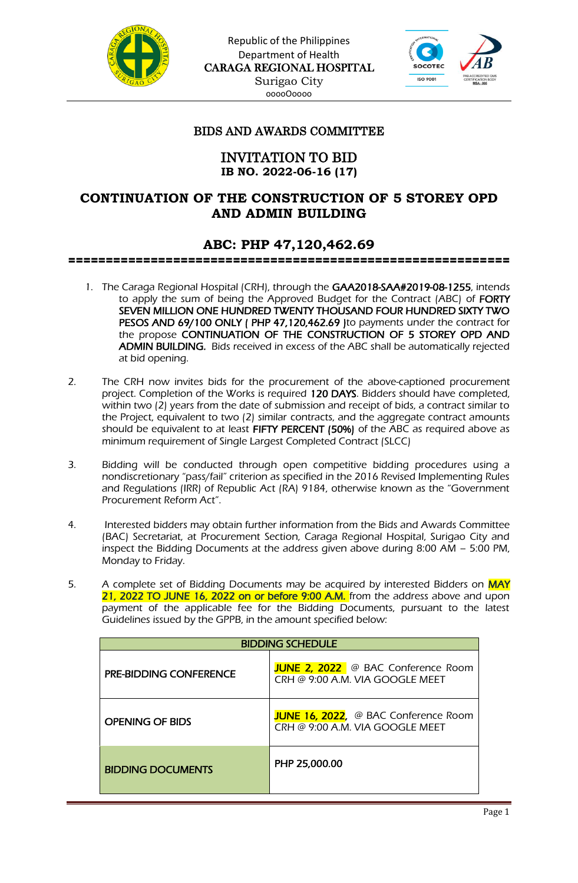Republic of the Philippines
Department of Health
CARAGA REGIONAL HOSPITAL
Surigao City
oooOoooo

## BIDS AND AWARDS COMMITTEE

# INVITATION TO BID
**IB NO. 2022-06-16 (17)**

## CONTINUATION OF THE CONSTRUCTION OF 5 STOREY OPD AND ADMIN BUILDING

## ABC: PHP 47,120,462.69

==========================================================

1. The Caraga Regional Hospital (CRH), through the GAA2018-SAA#2019-08-1255, intends to apply the sum of being the Approved Budget for the Contract (ABC) of FORTY SEVEN MILLION ONE HUNDRED TWENTY THOUSAND FOUR HUNDRED SIXTY TWO PESOS AND 69/100 ONLY ( PHP 47,120,462.69 )to payments under the contract for the propose CONTINUATION OF THE CONSTRUCTION OF 5 STOREY OPD AND ADMIN BUILDING. Bids received in excess of the ABC shall be automatically rejected at bid opening.

2. The CRH now invites bids for the procurement of the above-captioned procurement project. Completion of the Works is required 120 DAYS. Bidders should have completed, within two (2) years from the date of submission and receipt of bids, a contract similar to the Project, equivalent to two (2) similar contracts, and the aggregate contract amounts should be equivalent to at least FIFTY PERCENT (50%) of the ABC as required above as minimum requirement of Single Largest Completed Contract (SLCC)

3. Bidding will be conducted through open competitive bidding procedures using a nondiscretionary "pass/fail" criterion as specified in the 2016 Revised Implementing Rules and Regulations (IRR) of Republic Act (RA) 9184, otherwise known as the "Government Procurement Reform Act".

4. Interested bidders may obtain further information from the Bids and Awards Committee (BAC) Secretariat, at Procurement Section, Caraga Regional Hospital, Surigao City and inspect the Bidding Documents at the address given above during 8:00 AM – 5:00 PM, Monday to Friday.

5. A complete set of Bidding Documents may be acquired by interested Bidders on MAY 21, 2022 TO JUNE 16, 2022 on or before 9:00 A.M. from the address above and upon payment of the applicable fee for the Bidding Documents, pursuant to the latest Guidelines issued by the GPPB, in the amount specified below:

| BIDDING SCHEDULE | |
|---|---|
| PRE-BIDDING CONFERENCE | JUNE 2, 2022 @ BAC Conference Room CRH @ 9:00 A.M. VIA GOOGLE MEET |
| OPENING OF BIDS | JUNE 16, 2022, @ BAC Conference Room CRH @ 9:00 A.M. VIA GOOGLE MEET |
| BIDDING DOCUMENTS | PHP 25,000.00 |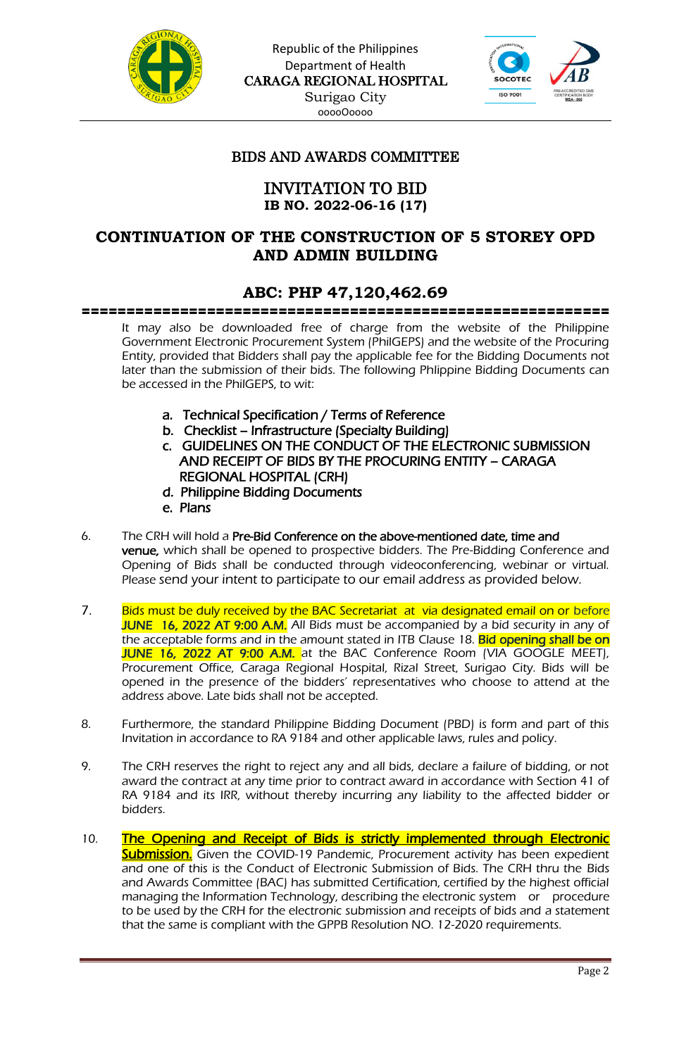Republic of the Philippines
Department of Health
CARAGA REGIONAL HOSPITAL
Surigao City
oooo0oooo

## BIDS AND AWARDS COMMITTEE

## INVITATION TO BID
**IB NO. 2022-06-16 (17)**

# CONTINUATION OF THE CONSTRUCTION OF 5 STOREY OPD AND ADMIN BUILDING

## ABC: PHP 47,120,462.69

==============================================================

It may also be downloaded free of charge from the website of the Philippine Government Electronic Procurement System (PhilGEPS) and the website of the Procuring Entity, provided that Bidders shall pay the applicable fee for the Bidding Documents not later than the submission of their bids. The following Phlippine Bidding Documents can be accessed in the PhilGEPS, to wit:

a. Technical Specification / Terms of Reference
b. Checklist – Infrastructure (Specialty Building)
c. GUIDELINES ON THE CONDUCT OF THE ELECTRONIC SUBMISSION AND RECEIPT OF BIDS BY THE PROCURING ENTITY – CARAGA REGIONAL HOSPITAL (CRH)
d. Philippine Bidding Documents
e. Plans

6. The CRH will hold a **Pre-Bid Conference on the above-mentioned date, time and venue,** which shall be opened to prospective bidders. The Pre-Bidding Conference and Opening of Bids shall be conducted through videoconferencing, webinar or virtual. Please send your intent to participate to our email address as provided below.

7. **Bids must be duly received by the BAC Secretariat at via designated email on or before JUNE 16, 2022 AT 9:00 A.M.** All Bids must be accompanied by a bid security in any of the acceptable forms and in the amount stated in ITB Clause 18. **Bid opening shall be on JUNE 16, 2022 AT 9:00 A.M.** at the BAC Conference Room (VIA GOOGLE MEET), Procurement Office, Caraga Regional Hospital, Rizal Street, Surigao City. Bids will be opened in the presence of the bidders' representatives who choose to attend at the address above. Late bids shall not be accepted.

8. Furthermore, the standard Philippine Bidding Document (PBD) is form and part of this Invitation in accordance to RA 9184 and other applicable laws, rules and policy.

9. The CRH reserves the right to reject any and all bids, declare a failure of bidding, or not award the contract at any time prior to contract award in accordance with Section 41 of RA 9184 and its IRR, without thereby incurring any liability to the affected bidder or bidders.

10. **The Opening and Receipt of Bids is strictly implemented through Electronic Submission.** Given the COVID-19 Pandemic, Procurement activity has been expedient and one of this is the Conduct of Electronic Submission of Bids. The CRH thru the Bids and Awards Committee (BAC) has submitted Certification, certified by the highest official managing the Information Technology, describing the electronic system or procedure to be used by the CRH for the electronic submission and receipts of bids and a statement that the same is compliant with the GPPB Resolution NO. 12-2020 requirements.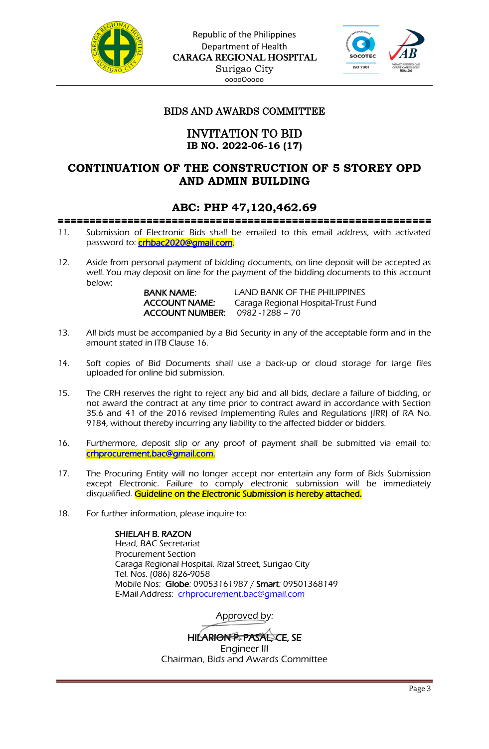Republic of the Philippines
Department of Health
CARAGA REGIONAL HOSPITAL
Surigao City
oooo0oooo

## BIDS AND AWARDS COMMITTEE

## INVITATION TO BID
**IB NO. 2022-06-16 (17)**

## CONTINUATION OF THE CONSTRUCTION OF 5 STOREY OPD AND ADMIN BUILDING

## ABC: PHP 47,120,462.69

11. Submission of Electronic Bids shall be emailed to this email address, with activated password to: **crhbac2020@gmail.com.**

12. Aside from personal payment of bidding documents, on line deposit will be accepted as well. You may deposit on line for the payment of the bidding documents to this account below:

| | |
|---|---|
| **BANK NAME:** | LAND BANK OF THE PHILIPPINES |
| **ACCOUNT NAME:** | Caraga Regional Hospital-Trust Fund |
| **ACCOUNT NUMBER:** | 0982 -1288 – 70 |

13. All bids must be accompanied by a Bid Security in any of the acceptable form and in the amount stated in ITB Clause 16.

14. Soft copies of Bid Documents shall use a back-up or cloud storage for large files uploaded for online bid submission.

15. The CRH reserves the right to reject any bid and all bids, declare a failure of bidding, or not award the contract at any time prior to contract award in accordance with Section 35.6 and 41 of the 2016 revised Implementing Rules and Regulations (IRR) of RA No. 9184, without thereby incurring any liability to the affected bidder or bidders.

16. Furthermore, deposit slip or any proof of payment shall be submitted via email to: crhprocurement.bac@gmail.com.

17. The Procuring Entity will no longer accept nor entertain any form of Bids Submission except Electronic. Failure to comply electronic submission will be immediately disqualified. **Guideline on the Electronic Submission is hereby attached.**

18. For further information, please inquire to:

**SHIELAH B. RAZON**
Head, BAC Secretariat
Procurement Section
Caraga Regional Hospital. Rizal Street, Surigao City
Tel. Nos. (086) 826-9058
Mobile Nos: **Globe**: 09053161987 / **Smart**: 09501368149
E-Mail Address: crhprocurement.bac@gmail.com

Approved by:

**HILARION P. PASAL, CE, SE**
Engineer III
Chairman, Bids and Awards Committee